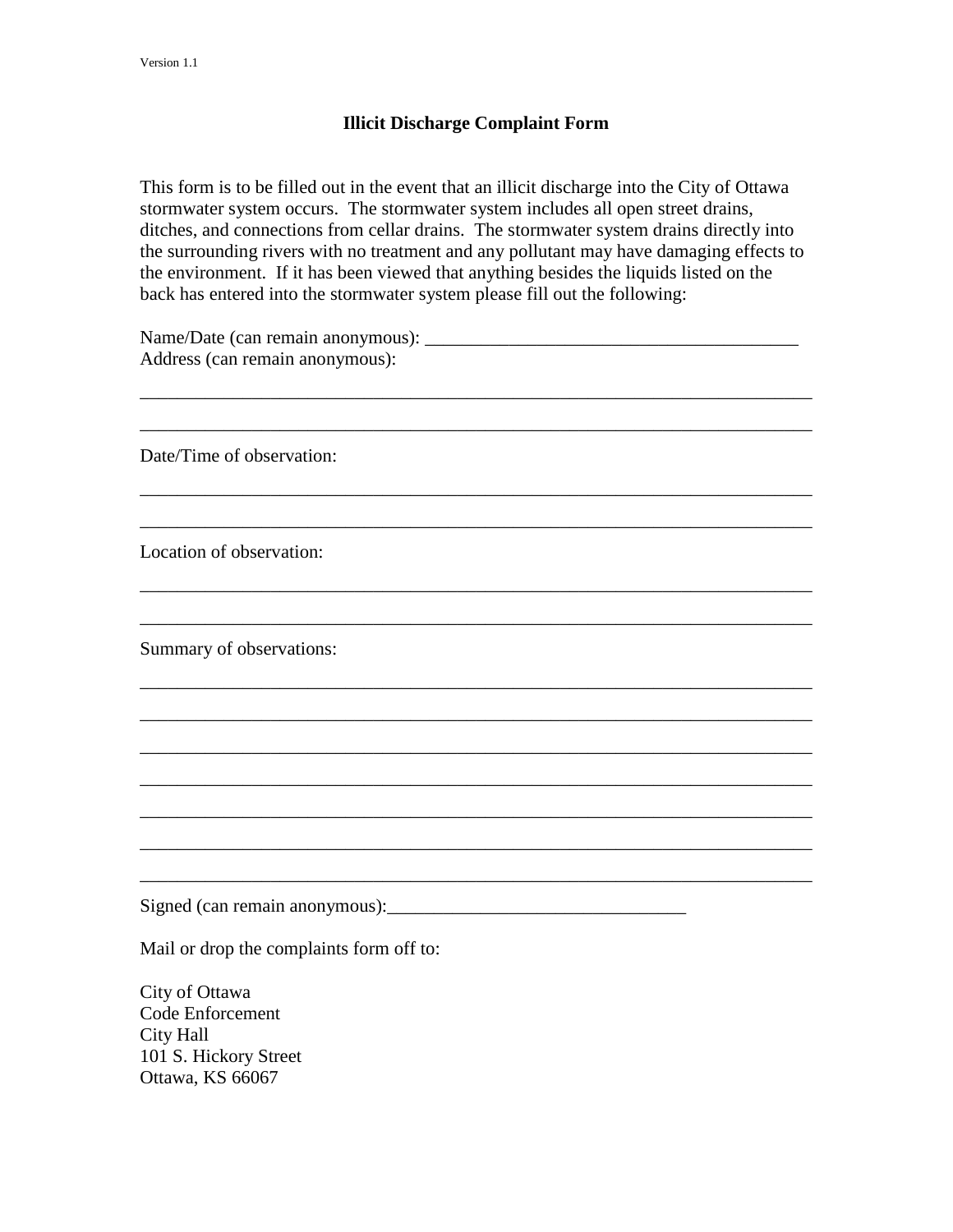Version 1.1

# Illicit Discharge Complaint Form

This form is to be filled out in the event that an illicit discharge into the City of Ottawa stormwater system occurs. The stormwater system includes all open street drains, ditches, and connections from cellar drains. The stormwater system drains directly into the surrounding rivers with no treatment and any pollutant may have damaging effects to the environment. If it has been viewed that anything besides the liquids listed on the back has entered into the stormwater system please fill out the following:

Name/Date (can remain anonymous): ________________________________________

Address (can remain anonymous):

__________________________________________________________________________

__________________________________________________________________________

Date/Time of observation:

__________________________________________________________________________

__________________________________________________________________________

Location of observation:

__________________________________________________________________________

__________________________________________________________________________

Summary of observations:

__________________________________________________________________________

__________________________________________________________________________

__________________________________________________________________________

__________________________________________________________________________

__________________________________________________________________________

__________________________________________________________________________

__________________________________________________________________________

Signed (can remain anonymous):________________________________

Mail or drop the complaints form off to:

City of Ottawa
Code Enforcement
City Hall
101 S. Hickory Street
Ottawa, KS 66067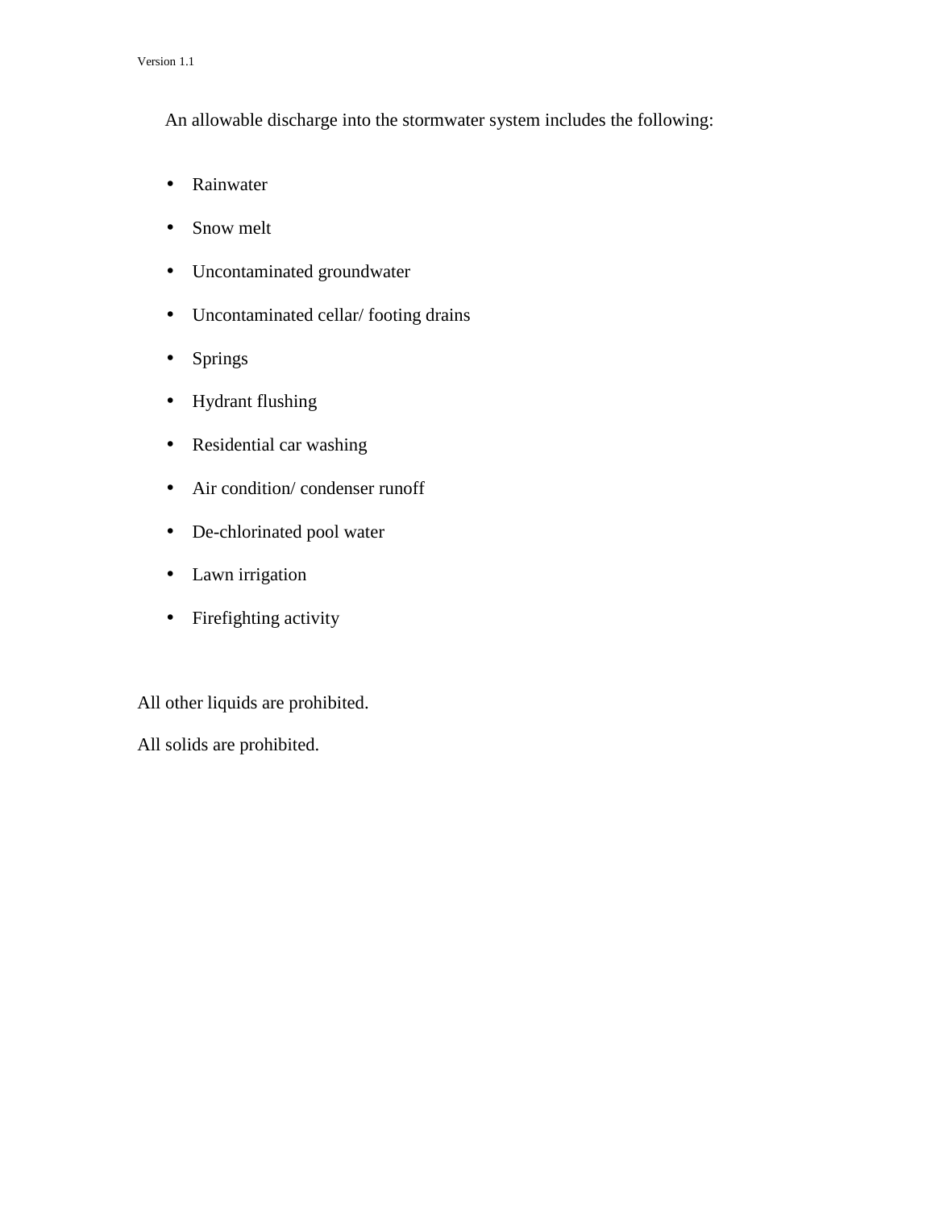An allowable discharge into the stormwater system includes the following:

- Rainwater
- Snow melt
- Uncontaminated groundwater
- Uncontaminated cellar/ footing drains
- Springs
- Hydrant flushing
- Residential car washing
- Air condition/ condenser runoff
- De-chlorinated pool water
- Lawn irrigation
- Firefighting activity

All other liquids are prohibited.

All solids are prohibited.